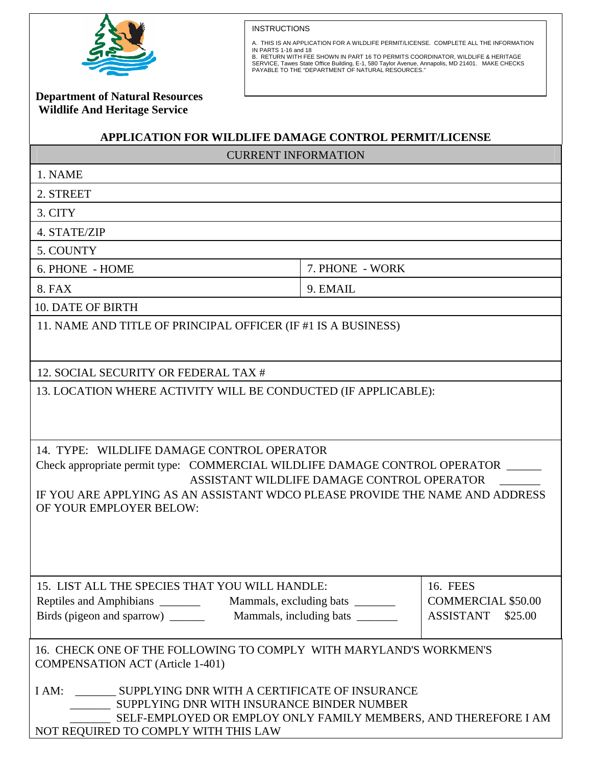**Department of Natural Resources**
**Wildlife And Heritage Service**

INSTRUCTIONS

A. THIS IS AN APPLICATION FOR A WILDLIFE PERMIT/LICENSE. COMPLETE ALL THE INFORMATION IN PARTS 1-16 and 18

B. RETURN WITH FEE SHOWN IN PART 16 TO PERMITS COORDINATOR, WILDLIFE & HERITAGE SERVICE, Tawes State Office Building, E-1, 580 Taylor Avenue, Annapolis, MD 21401. MAKE CHECKS PAYABLE TO THE "DEPARTMENT OF NATURAL RESOURCES."

# APPLICATION FOR WILDLIFE DAMAGE CONTROL PERMIT/LICENSE

## CURRENT INFORMATION

1. NAME

2. STREET

3. CITY

4. STATE/ZIP

5. COUNTY

| 6. PHONE - HOME | 7. PHONE - WORK |
|---|---|
| 8. FAX | 9. EMAIL |

10. DATE OF BIRTH

11. NAME AND TITLE OF PRINCIPAL OFFICER (IF #1 IS A BUSINESS)

12. SOCIAL SECURITY OR FEDERAL TAX #

13. LOCATION WHERE ACTIVITY WILL BE CONDUCTED (IF APPLICABLE):

14. TYPE: WILDLIFE DAMAGE CONTROL OPERATOR

Check appropriate permit type: COMMERCIAL WILDLIFE DAMAGE CONTROL OPERATOR ______
ASSISTANT WILDLIFE DAMAGE CONTROL OPERATOR _______

IF YOU ARE APPLYING AS AN ASSISTANT WDCO PLEASE PROVIDE THE NAME AND ADDRESS OF YOUR EMPLOYER BELOW:

| 15. LIST ALL THE SPECIES THAT YOU WILL HANDLE: | 16. FEES |
|---|---|
| Reptiles and Amphibians _______ Mammals, excluding bats _______ | COMMERCIAL $50.00 |
| Birds (pigeon and sparrow) ______ Mammals, including bats _______ | ASSISTANT $25.00 |

16. CHECK ONE OF THE FOLLOWING TO COMPLY WITH MARYLAND'S WORKMEN'S COMPENSATION ACT (Article 1-401)

I AM: _______ SUPPLYING DNR WITH A CERTIFICATE OF INSURANCE
_______ SUPPLYING DNR WITH INSURANCE BINDER NUMBER
_______ SELF-EMPLOYED OR EMPLOY ONLY FAMILY MEMBERS, AND THEREFORE I AM NOT REQUIRED TO COMPLY WITH THIS LAW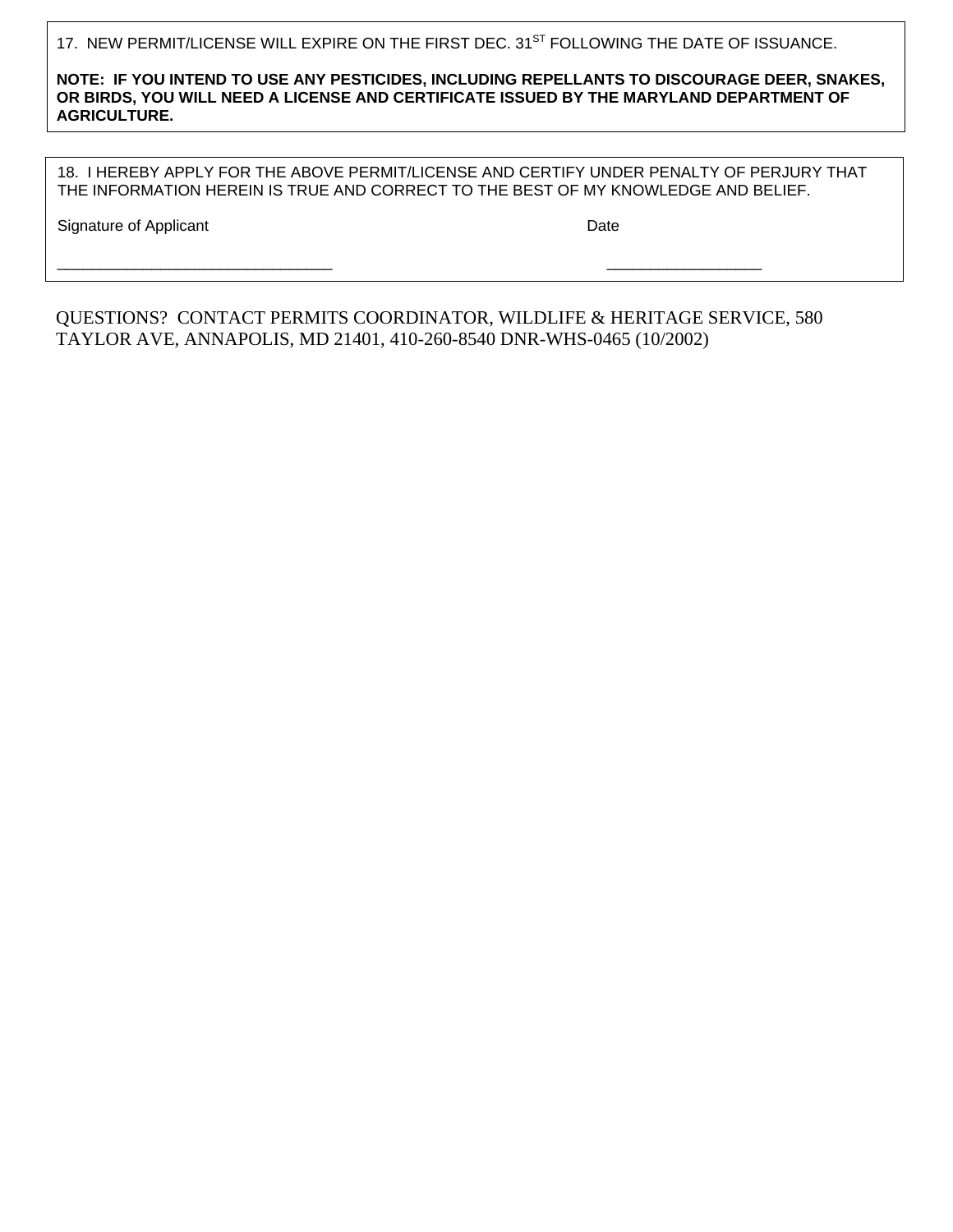17. NEW PERMIT/LICENSE WILL EXPIRE ON THE FIRST DEC. 31ST FOLLOWING THE DATE OF ISSUANCE.

**NOTE: IF YOU INTEND TO USE ANY PESTICIDES, INCLUDING REPELLANTS TO DISCOURAGE DEER, SNAKES, OR BIRDS, YOU WILL NEED A LICENSE AND CERTIFICATE ISSUED BY THE MARYLAND DEPARTMENT OF AGRICULTURE.**

18. I HEREBY APPLY FOR THE ABOVE PERMIT/LICENSE AND CERTIFY UNDER PENALTY OF PERJURY THAT THE INFORMATION HEREIN IS TRUE AND CORRECT TO THE BEST OF MY KNOWLEDGE AND BELIEF.

Signature of Applicant ________________________________

Date __________________

QUESTIONS? CONTACT PERMITS COORDINATOR, WILDLIFE & HERITAGE SERVICE, 580 TAYLOR AVE, ANNAPOLIS, MD 21401, 410-260-8540 DNR-WHS-0465 (10/2002)